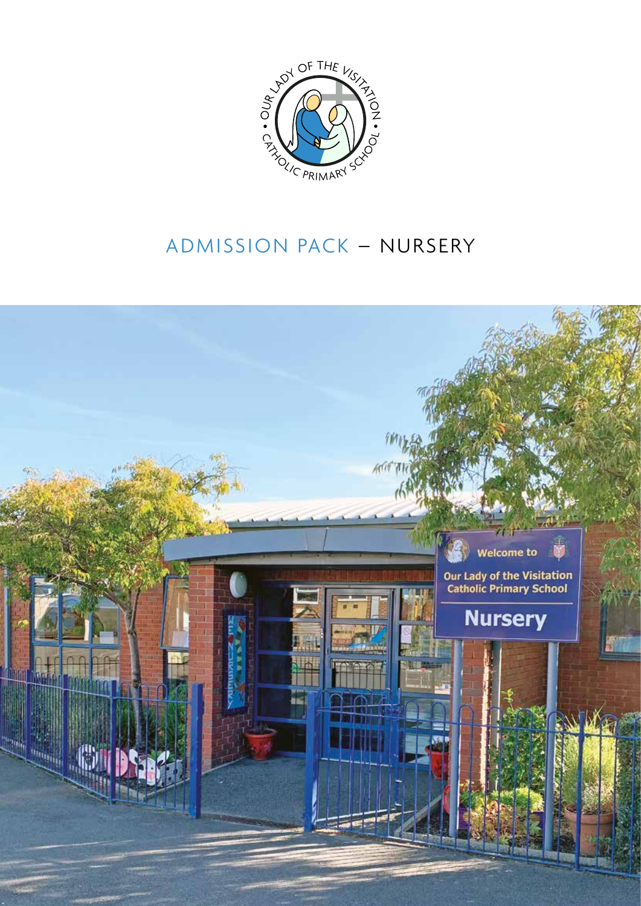# ADMISSION PACK – NURSERY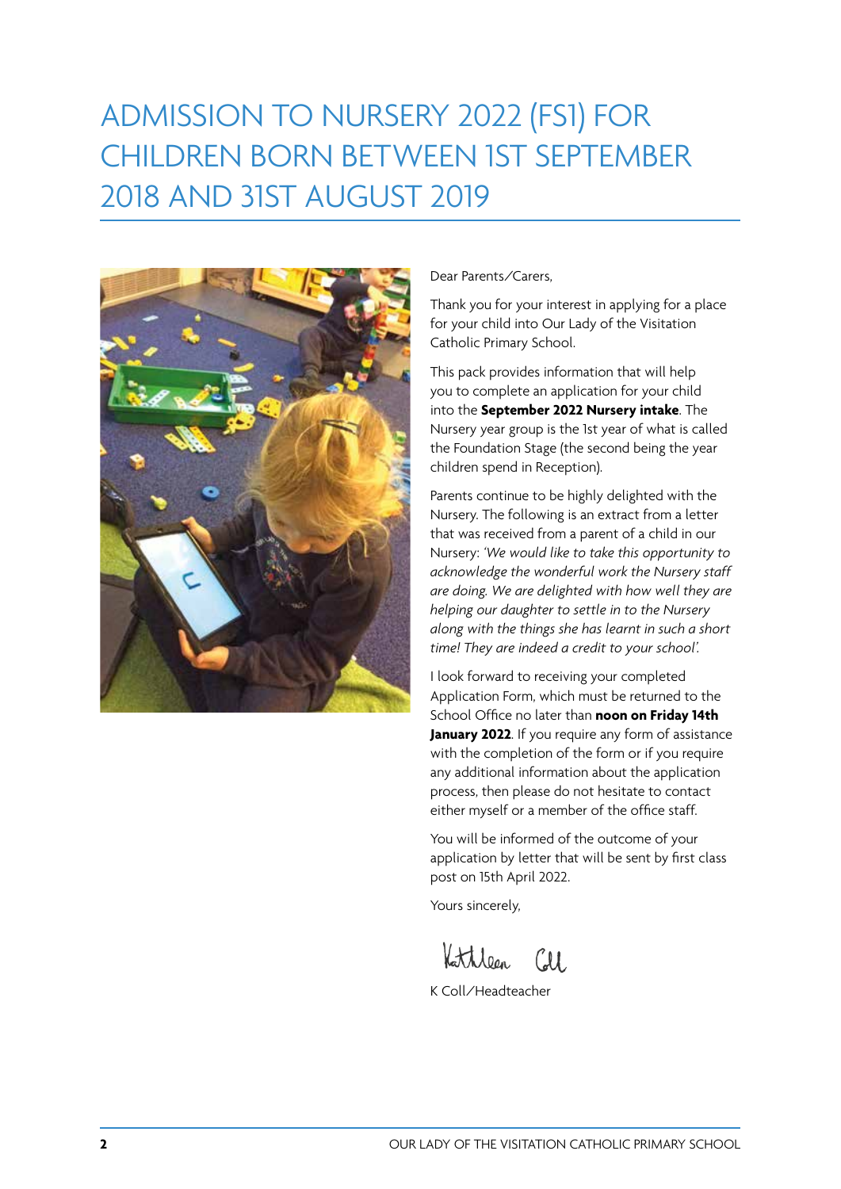# ADMISSION TO NURSERY 2022 (FS1) FOR CHILDREN BORN BETWEEN 1ST SEPTEMBER 2018 AND 31ST AUGUST 2019

Dear Parents/Carers,

Thank you for your interest in applying for a place for your child into Our Lady of the Visitation Catholic Primary School.

This pack provides information that will help you to complete an application for your child into the **September 2022 Nursery intake**. The Nursery year group is the 1st year of what is called the Foundation Stage (the second being the year children spend in Reception).

Parents continue to be highly delighted with the Nursery. The following is an extract from a letter that was received from a parent of a child in our Nursery: *'We would like to take this opportunity to acknowledge the wonderful work the Nursery staff are doing. We are delighted with how well they are helping our daughter to settle in to the Nursery along with the things she has learnt in such a short time! They are indeed a credit to your school'.*

I look forward to receiving your completed Application Form, which must be returned to the School Office no later than **noon on Friday 14th January 2022**. If you require any form of assistance with the completion of the form or if you require any additional information about the application process, then please do not hesitate to contact either myself or a member of the office staff.

You will be informed of the outcome of your application by letter that will be sent by first class post on 15th April 2022.

Yours sincerely,

Kathleen Coll

K Coll/Headteacher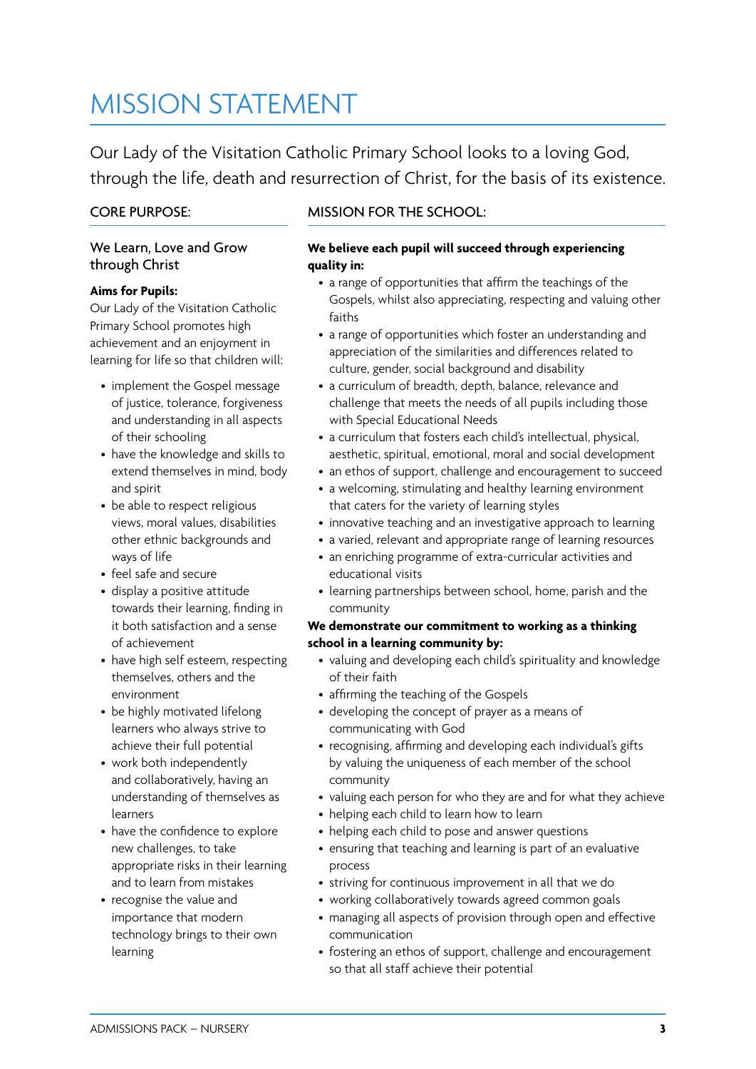# MISSION STATEMENT

Our Lady of the Visitation Catholic Primary School looks to a loving God, through the life, death and resurrection of Christ, for the basis of its existence.

## CORE PURPOSE:

### We Learn, Love and Grow through Christ

**Aims for Pupils:**

Our Lady of the Visitation Catholic Primary School promotes high achievement and an enjoyment in learning for life so that children will:

- implement the Gospel message of justice, tolerance, forgiveness and understanding in all aspects of their schooling
- have the knowledge and skills to extend themselves in mind, body and spirit
- be able to respect religious views, moral values, disabilities other ethnic backgrounds and ways of life
- feel safe and secure
- display a positive attitude towards their learning, finding in it both satisfaction and a sense of achievement
- have high self esteem, respecting themselves, others and the environment
- be highly motivated lifelong learners who always strive to achieve their full potential
- work both independently and collaboratively, having an understanding of themselves as learners
- have the confidence to explore new challenges, to take appropriate risks in their learning and to learn from mistakes
- recognise the value and importance that modern technology brings to their own learning

## MISSION FOR THE SCHOOL:

**We believe each pupil will succeed through experiencing quality in:**

- a range of opportunities that affirm the teachings of the Gospels, whilst also appreciating, respecting and valuing other faiths
- a range of opportunities which foster an understanding and appreciation of the similarities and differences related to culture, gender, social background and disability
- a curriculum of breadth, depth, balance, relevance and challenge that meets the needs of all pupils including those with Special Educational Needs
- a curriculum that fosters each child's intellectual, physical, aesthetic, spiritual, emotional, moral and social development
- an ethos of support, challenge and encouragement to succeed
- a welcoming, stimulating and healthy learning environment that caters for the variety of learning styles
- innovative teaching and an investigative approach to learning
- a varied, relevant and appropriate range of learning resources
- an enriching programme of extra-curricular activities and educational visits
- learning partnerships between school, home, parish and the community

**We demonstrate our commitment to working as a thinking school in a learning community by:**

- valuing and developing each child's spirituality and knowledge of their faith
- affirming the teaching of the Gospels
- developing the concept of prayer as a means of communicating with God
- recognising, affirming and developing each individual's gifts by valuing the uniqueness of each member of the school community
- valuing each person for who they are and for what they achieve
- helping each child to learn how to learn
- helping each child to pose and answer questions
- ensuring that teaching and learning is part of an evaluative process
- striving for continuous improvement in all that we do
- working collaboratively towards agreed common goals
- managing all aspects of provision through open and effective communication
- fostering an ethos of support, challenge and encouragement so that all staff achieve their potential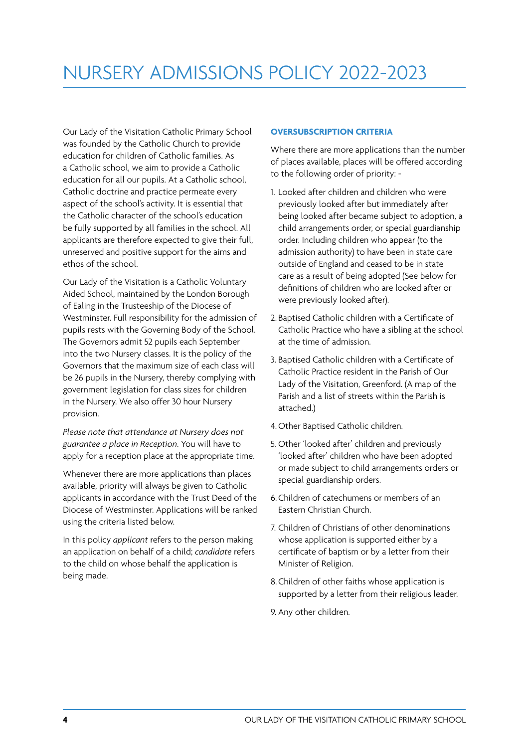# NURSERY ADMISSIONS POLICY 2022-2023

Our Lady of the Visitation Catholic Primary School was founded by the Catholic Church to provide education for children of Catholic families. As a Catholic school, we aim to provide a Catholic education for all our pupils. At a Catholic school, Catholic doctrine and practice permeate every aspect of the school's activity. It is essential that the Catholic character of the school's education be fully supported by all families in the school. All applicants are therefore expected to give their full, unreserved and positive support for the aims and ethos of the school.

Our Lady of the Visitation is a Catholic Voluntary Aided School, maintained by the London Borough of Ealing in the Trusteeship of the Diocese of Westminster. Full responsibility for the admission of pupils rests with the Governing Body of the School. The Governors admit 52 pupils each September into the two Nursery classes. It is the policy of the Governors that the maximum size of each class will be 26 pupils in the Nursery, thereby complying with government legislation for class sizes for children in the Nursery. We also offer 30 hour Nursery provision.

*Please note that attendance at Nursery does not guarantee a place in Reception*. You will have to apply for a reception place at the appropriate time.

Whenever there are more applications than places available, priority will always be given to Catholic applicants in accordance with the Trust Deed of the Diocese of Westminster. Applications will be ranked using the criteria listed below.

In this policy *applicant* refers to the person making an application on behalf of a child; *candidate* refers to the child on whose behalf the application is being made.

### OVERSUBSCRIPTION CRITERIA

Where there are more applications than the number of places available, places will be offered according to the following order of priority: -

1. Looked after children and children who were previously looked after but immediately after being looked after became subject to adoption, a child arrangements order, or special guardianship order. Including children who appear (to the admission authority) to have been in state care outside of England and ceased to be in state care as a result of being adopted (See below for definitions of children who are looked after or were previously looked after).
2. Baptised Catholic children with a Certificate of Catholic Practice who have a sibling at the school at the time of admission.
3. Baptised Catholic children with a Certificate of Catholic Practice resident in the Parish of Our Lady of the Visitation, Greenford. (A map of the Parish and a list of streets within the Parish is attached.)
4. Other Baptised Catholic children.
5. Other 'looked after' children and previously 'looked after' children who have been adopted or made subject to child arrangements orders or special guardianship orders.
6. Children of catechumens or members of an Eastern Christian Church.
7. Children of Christians of other denominations whose application is supported either by a certificate of baptism or by a letter from their Minister of Religion.
8. Children of other faiths whose application is supported by a letter from their religious leader.
9. Any other children.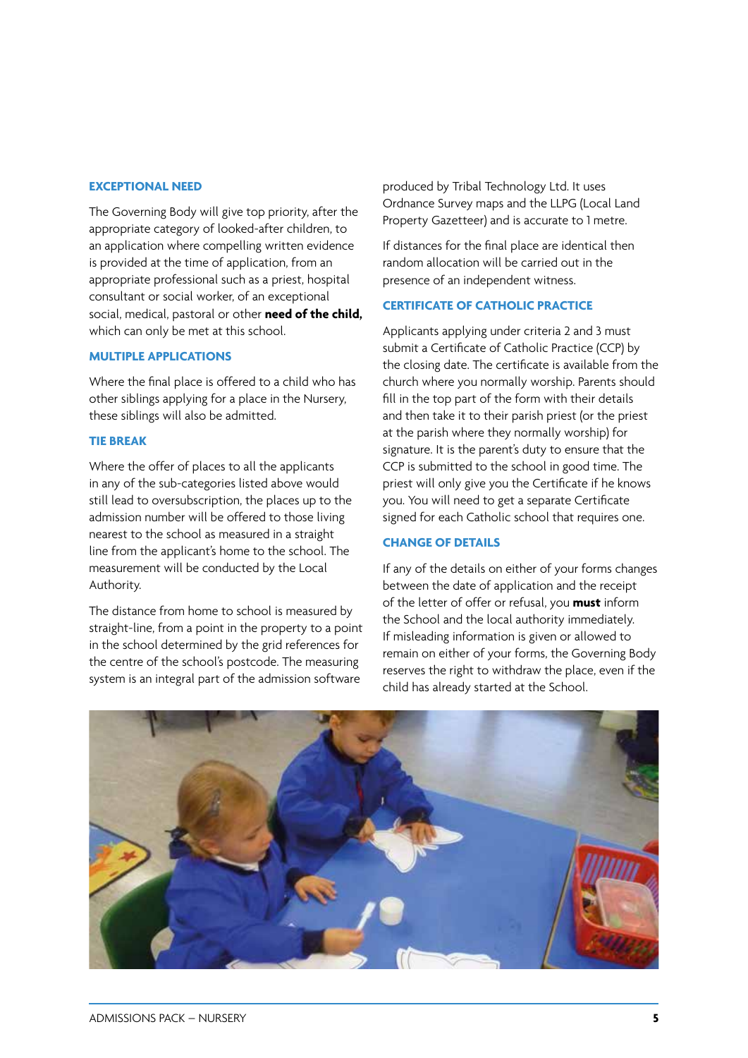### EXCEPTIONAL NEED

The Governing Body will give top priority, after the appropriate category of looked-after children, to an application where compelling written evidence is provided at the time of application, from an appropriate professional such as a priest, hospital consultant or social worker, of an exceptional social, medical, pastoral or other **need of the child,** which can only be met at this school.

### MULTIPLE APPLICATIONS

Where the final place is offered to a child who has other siblings applying for a place in the Nursery, these siblings will also be admitted.

### TIE BREAK

Where the offer of places to all the applicants in any of the sub-categories listed above would still lead to oversubscription, the places up to the admission number will be offered to those living nearest to the school as measured in a straight line from the applicant's home to the school. The measurement will be conducted by the Local Authority.

The distance from home to school is measured by straight-line, from a point in the property to a point in the school determined by the grid references for the centre of the school's postcode. The measuring system is an integral part of the admission software produced by Tribal Technology Ltd. It uses Ordnance Survey maps and the LLPG (Local Land Property Gazetteer) and is accurate to 1 metre.

If distances for the final place are identical then random allocation will be carried out in the presence of an independent witness.

### CERTIFICATE OF CATHOLIC PRACTICE

Applicants applying under criteria 2 and 3 must submit a Certificate of Catholic Practice (CCP) by the closing date. The certificate is available from the church where you normally worship. Parents should fill in the top part of the form with their details and then take it to their parish priest (or the priest at the parish where they normally worship) for signature. It is the parent's duty to ensure that the CCP is submitted to the school in good time. The priest will only give you the Certificate if he knows you. You will need to get a separate Certificate signed for each Catholic school that requires one.

### CHANGE OF DETAILS

If any of the details on either of your forms changes between the date of application and the receipt of the letter of offer or refusal, you **must** inform the School and the local authority immediately. If misleading information is given or allowed to remain on either of your forms, the Governing Body reserves the right to withdraw the place, even if the child has already started at the School.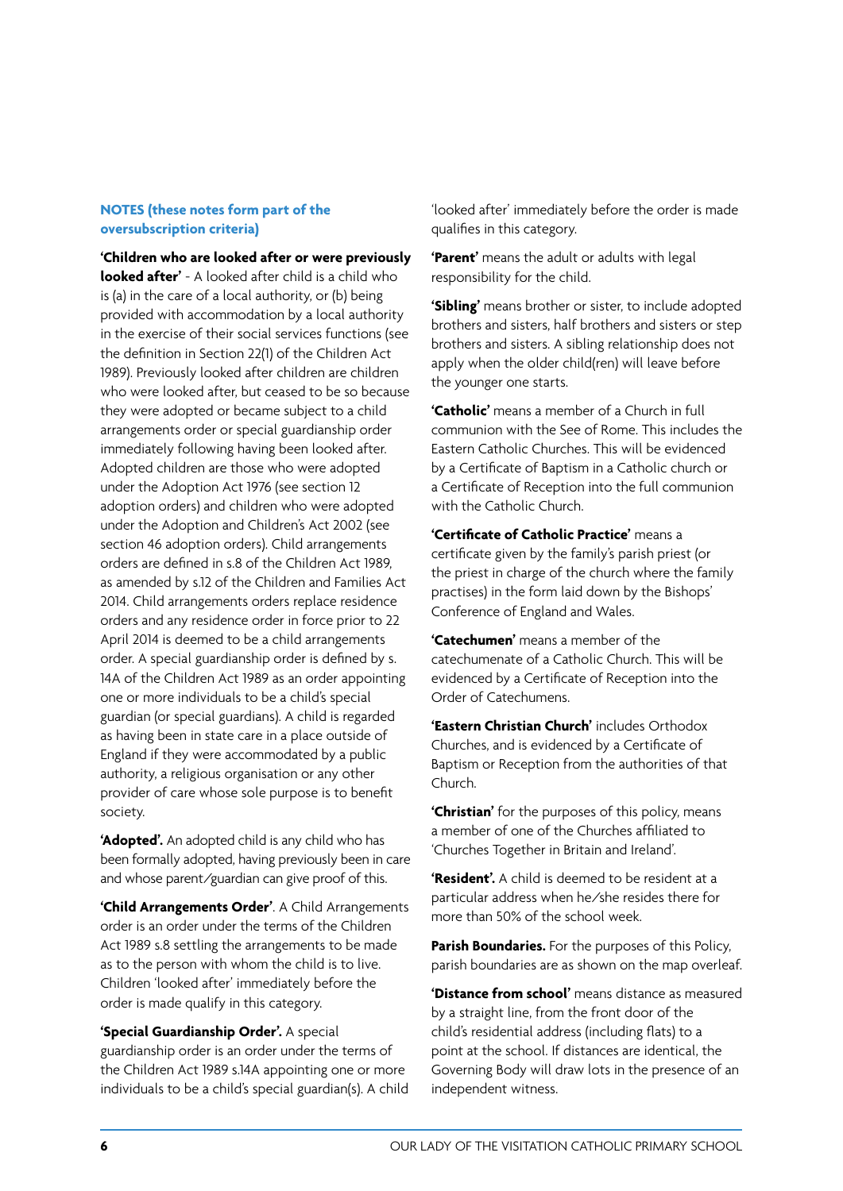**NOTES (these notes form part of the oversubscription criteria)**

**'Children who are looked after or were previously looked after'** - A looked after child is a child who is (a) in the care of a local authority, or (b) being provided with accommodation by a local authority in the exercise of their social services functions (see the definition in Section 22(1) of the Children Act 1989). Previously looked after children are children who were looked after, but ceased to be so because they were adopted or became subject to a child arrangements order or special guardianship order immediately following having been looked after. Adopted children are those who were adopted under the Adoption Act 1976 (see section 12 adoption orders) and children who were adopted under the Adoption and Children's Act 2002 (see section 46 adoption orders). Child arrangements orders are defined in s.8 of the Children Act 1989, as amended by s.12 of the Children and Families Act 2014. Child arrangements orders replace residence orders and any residence order in force prior to 22 April 2014 is deemed to be a child arrangements order. A special guardianship order is defined by s. 14A of the Children Act 1989 as an order appointing one or more individuals to be a child's special guardian (or special guardians). A child is regarded as having been in state care in a place outside of England if they were accommodated by a public authority, a religious organisation or any other provider of care whose sole purpose is to benefit society.

**'Adopted'.** An adopted child is any child who has been formally adopted, having previously been in care and whose parent/guardian can give proof of this.

**'Child Arrangements Order'**. A Child Arrangements order is an order under the terms of the Children Act 1989 s.8 settling the arrangements to be made as to the person with whom the child is to live. Children 'looked after' immediately before the order is made qualify in this category.

**'Special Guardianship Order'.** A special guardianship order is an order under the terms of the Children Act 1989 s.14A appointing one or more individuals to be a child's special guardian(s). A child 'looked after' immediately before the order is made qualifies in this category.

**'Parent'** means the adult or adults with legal responsibility for the child.

**'Sibling'** means brother or sister, to include adopted brothers and sisters, half brothers and sisters or step brothers and sisters. A sibling relationship does not apply when the older child(ren) will leave before the younger one starts.

**'Catholic'** means a member of a Church in full communion with the See of Rome. This includes the Eastern Catholic Churches. This will be evidenced by a Certificate of Baptism in a Catholic church or a Certificate of Reception into the full communion with the Catholic Church.

**'Certificate of Catholic Practice'** means a certificate given by the family's parish priest (or the priest in charge of the church where the family practises) in the form laid down by the Bishops' Conference of England and Wales.

**'Catechumen'** means a member of the catechumenate of a Catholic Church. This will be evidenced by a Certificate of Reception into the Order of Catechumens.

**'Eastern Christian Church'** includes Orthodox Churches, and is evidenced by a Certificate of Baptism or Reception from the authorities of that Church.

**'Christian'** for the purposes of this policy, means a member of one of the Churches affiliated to 'Churches Together in Britain and Ireland'.

**'Resident'.** A child is deemed to be resident at a particular address when he/she resides there for more than 50% of the school week.

**Parish Boundaries.** For the purposes of this Policy, parish boundaries are as shown on the map overleaf.

**'Distance from school'** means distance as measured by a straight line, from the front door of the child's residential address (including flats) to a point at the school. If distances are identical, the Governing Body will draw lots in the presence of an independent witness.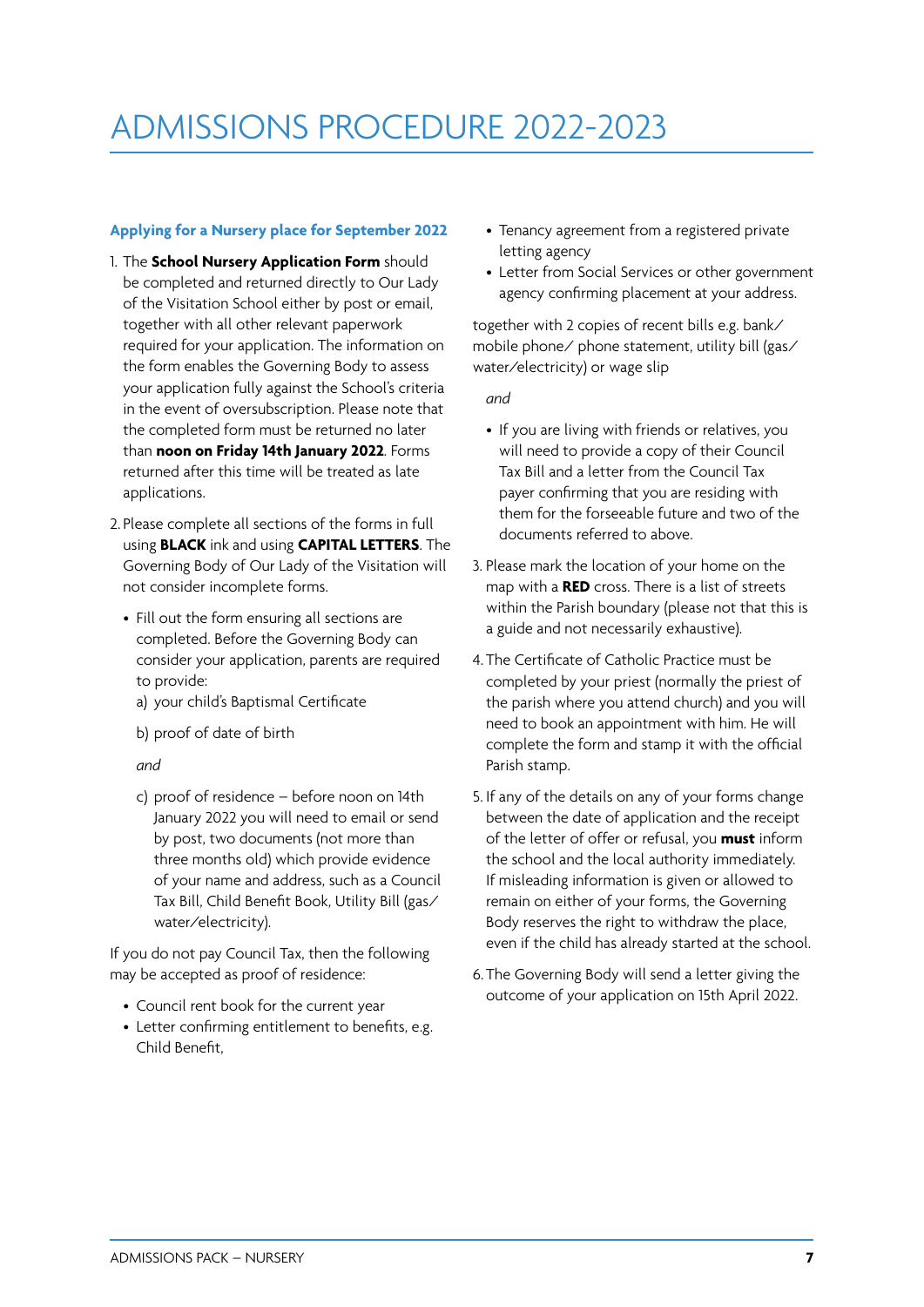# ADMISSIONS PROCEDURE 2022-2023

### Applying for a Nursery place for September 2022

1. The **School Nursery Application Form** should be completed and returned directly to Our Lady of the Visitation School either by post or email, together with all other relevant paperwork required for your application. The information on the form enables the Governing Body to assess your application fully against the School's criteria in the event of oversubscription. Please note that the completed form must be returned no later than **noon on Friday 14th January 2022**. Forms returned after this time will be treated as late applications.

2. Please complete all sections of the forms in full using **BLACK** ink and using **CAPITAL LETTERS**. The Governing Body of Our Lady of the Visitation will not consider incomplete forms.

   - Fill out the form ensuring all sections are completed. Before the Governing Body can consider your application, parents are required to provide:

     a) your child's Baptismal Certificate

     b) proof of date of birth

     *and*

     c) proof of residence – before noon on 14th January 2022 you will need to email or send by post, two documents (not more than three months old) which provide evidence of your name and address, such as a Council Tax Bill, Child Benefit Book, Utility Bill (gas/water/electricity).

If you do not pay Council Tax, then the following may be accepted as proof of residence:

- Council rent book for the current year
- Letter confirming entitlement to benefits, e.g. Child Benefit,
- Tenancy agreement from a registered private letting agency
- Letter from Social Services or other government agency confirming placement at your address.

together with 2 copies of recent bills e.g. bank/mobile phone/ phone statement, utility bill (gas/water/electricity) or wage slip

*and*

- If you are living with friends or relatives, you will need to provide a copy of their Council Tax Bill and a letter from the Council Tax payer confirming that you are residing with them for the forseeable future and two of the documents referred to above.

3. Please mark the location of your home on the map with a **RED** cross. There is a list of streets within the Parish boundary (please not that this is a guide and not necessarily exhaustive).

4. The Certificate of Catholic Practice must be completed by your priest (normally the priest of the parish where you attend church) and you will need to book an appointment with him. He will complete the form and stamp it with the official Parish stamp.

5. If any of the details on any of your forms change between the date of application and the receipt of the letter of offer or refusal, you **must** inform the school and the local authority immediately. If misleading information is given or allowed to remain on either of your forms, the Governing Body reserves the right to withdraw the place, even if the child has already started at the school.

6. The Governing Body will send a letter giving the outcome of your application on 15th April 2022.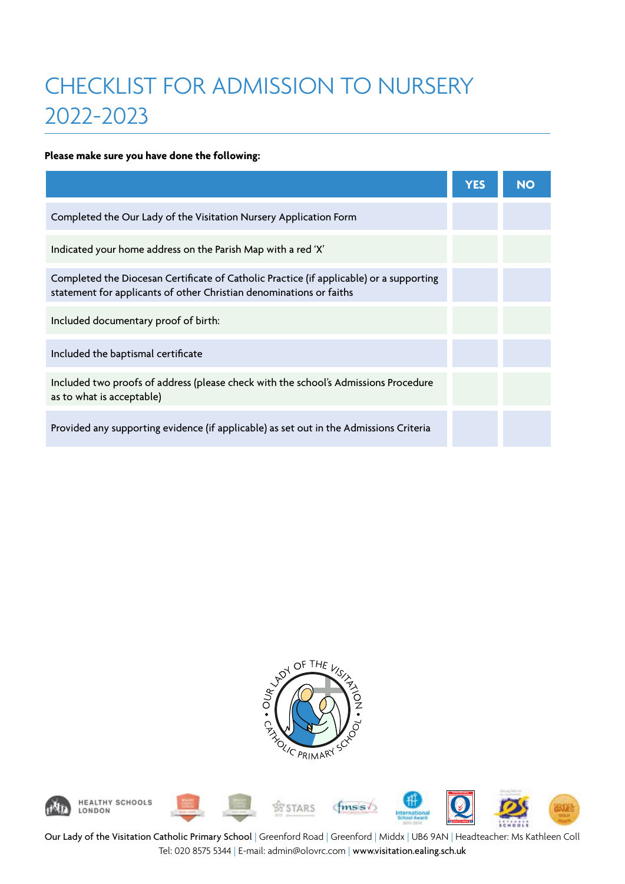# CHECKLIST FOR ADMISSION TO NURSERY 2022-2023

**Please make sure you have done the following:**

| | YES | NO |
|---|---|---|
| Completed the Our Lady of the Visitation Nursery Application Form | | |
| Indicated your home address on the Parish Map with a red 'X' | | |
| Completed the Diocesan Certificate of Catholic Practice (if applicable) or a supporting statement for applicants of other Christian denominations or faiths | | |
| Included documentary proof of birth: | | |
| Included the baptismal certificate | | |
| Included two proofs of address (please check with the school's Admissions Procedure as to what is acceptable) | | |
| Provided any supporting evidence (if applicable) as set out in the Admissions Criteria | | |

Our Lady of the Visitation Catholic Primary School | Greenford Road | Greenford | Middx | UB6 9AN | Headteacher: Ms Kathleen Coll
Tel: 020 8575 5344 | E-mail: admin@olovrc.com | www.visitation.ealing.sch.uk